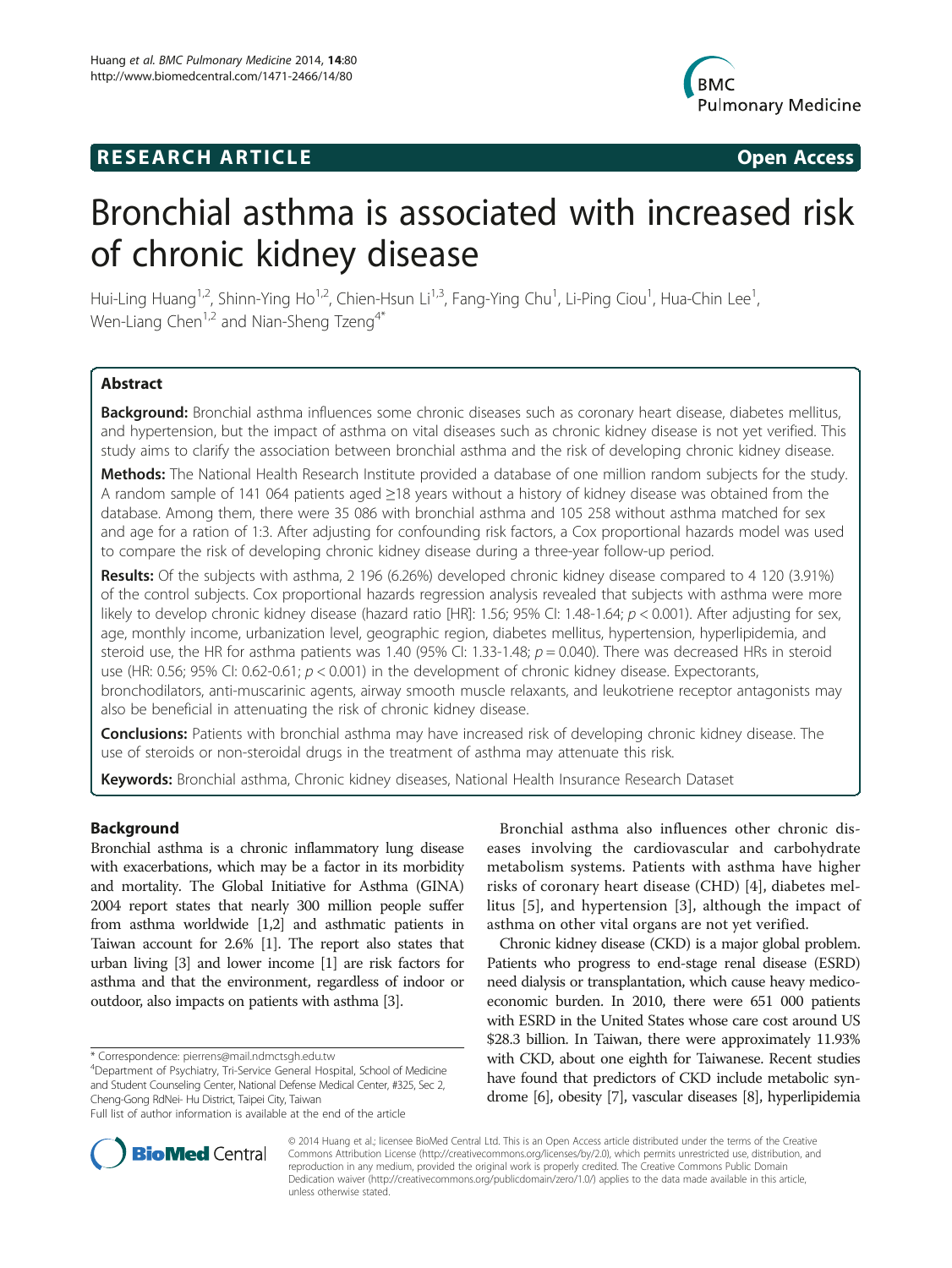**RESEARCH ARTICLE** **Open Access**

# Bronchial asthma is associated with increased risk of chronic kidney disease

Hui-Ling Huang[1,2], Shinn-Ying Ho[1,2], Chien-Hsun Li[1,3], Fang-Ying Chu[1], Li-Ping Ciou[1], Hua-Chin Lee[1], Wen-Liang Chen[1,2] and Nian-Sheng Tzeng[4*]

## Abstract

**Background:** Bronchial asthma influences some chronic diseases such as coronary heart disease, diabetes mellitus, and hypertension, but the impact of asthma on vital diseases such as chronic kidney disease is not yet verified. This study aims to clarify the association between bronchial asthma and the risk of developing chronic kidney disease.

**Methods:** The National Health Research Institute provided a database of one million random subjects for the study. A random sample of 141 064 patients aged ≥18 years without a history of kidney disease was obtained from the database. Among them, there were 35 086 with bronchial asthma and 105 258 without asthma matched for sex and age for a ration of 1:3. After adjusting for confounding risk factors, a Cox proportional hazards model was used to compare the risk of developing chronic kidney disease during a three-year follow-up period.

**Results:** Of the subjects with asthma, 2 196 (6.26%) developed chronic kidney disease compared to 4 120 (3.91%) of the control subjects. Cox proportional hazards regression analysis revealed that subjects with asthma were more likely to develop chronic kidney disease (hazard ratio [HR]: 1.56; 95% CI: 1.48-1.64; $p < 0.001$). After adjusting for sex, age, monthly income, urbanization level, geographic region, diabetes mellitus, hypertension, hyperlipidemia, and steroid use, the HR for asthma patients was 1.40 (95% CI: 1.33-1.48; $p = 0.040$). There was decreased HRs in steroid use (HR: 0.56; 95% CI: 0.62-0.61; $p < 0.001$) in the development of chronic kidney disease. Expectorants, bronchodilators, anti-muscarinic agents, airway smooth muscle relaxants, and leukotriene receptor antagonists may also be beneficial in attenuating the risk of chronic kidney disease.

**Conclusions:** Patients with bronchial asthma may have increased risk of developing chronic kidney disease. The use of steroids or non-steroidal drugs in the treatment of asthma may attenuate this risk.

**Keywords:** Bronchial asthma, Chronic kidney diseases, National Health Insurance Research Dataset

## Background

Bronchial asthma is a chronic inflammatory lung disease with exacerbations, which may be a factor in its morbidity and mortality. The Global Initiative for Asthma (GINA) 2004 report states that nearly 300 million people suffer from asthma worldwide [1,2] and asthmatic patients in Taiwan account for 2.6% [1]. The report also states that urban living [3] and lower income [1] are risk factors for asthma and that the environment, regardless of indoor or outdoor, also impacts on patients with asthma [3].

Bronchial asthma also influences other chronic diseases involving the cardiovascular and carbohydrate metabolism systems. Patients with asthma have higher risks of coronary heart disease (CHD) [4], diabetes mellitus [5], and hypertension [3], although the impact of asthma on other vital organs are not yet verified.

Chronic kidney disease (CKD) is a major global problem. Patients who progress to end-stage renal disease (ESRD) need dialysis or transplantation, which cause heavy medicoeconomic burden. In 2010, there were 651 000 patients with ESRD in the United States whose care cost around US $28.3 billion. In Taiwan, there were approximately 11.93% with CKD, about one eighth for Taiwanese. Recent studies have found that predictors of CKD include metabolic syndrome [6], obesity [7], vascular diseases [8], hyperlipidemia

\* Correspondence: pierrens@mail.ndmctsgh.edu.tw
[4]Department of Psychiatry, Tri-Service General Hospital, School of Medicine and Student Counseling Center, National Defense Medical Center, #325, Sec 2, Cheng-Gong RdNei- Hu District, Taipei City, Taiwan
Full list of author information is available at the end of the article

© 2014 Huang et al.; licensee BioMed Central Ltd. This is an Open Access article distributed under the terms of the Creative Commons Attribution License (http://creativecommons.org/licenses/by/2.0), which permits unrestricted use, distribution, and reproduction in any medium, provided the original work is properly credited. The Creative Commons Public Domain Dedication waiver (http://creativecommons.org/publicdomain/zero/1.0/) applies to the data made available in this article, unless otherwise stated.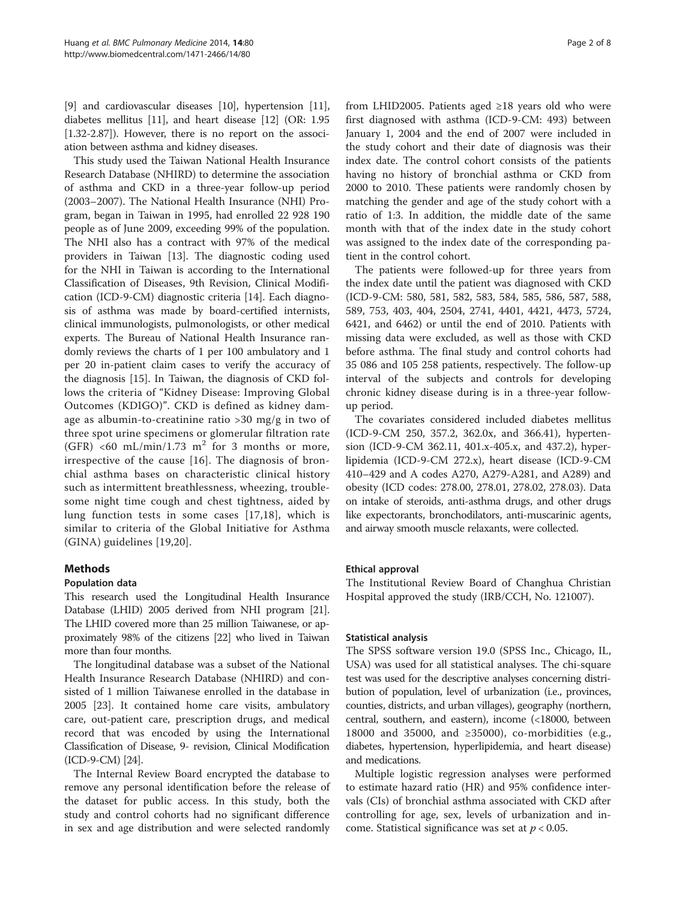[9] and cardiovascular diseases [10], hypertension [11], diabetes mellitus [11], and heart disease [12] (OR: 1.95 [1.32-2.87]). However, there is no report on the association between asthma and kidney diseases.

This study used the Taiwan National Health Insurance Research Database (NHIRD) to determine the association of asthma and CKD in a three-year follow-up period (2003–2007). The National Health Insurance (NHI) Program, began in Taiwan in 1995, had enrolled 22 928 190 people as of June 2009, exceeding 99% of the population. The NHI also has a contract with 97% of the medical providers in Taiwan [13]. The diagnostic coding used for the NHI in Taiwan is according to the International Classification of Diseases, 9th Revision, Clinical Modification (ICD-9-CM) diagnostic criteria [14]. Each diagnosis of asthma was made by board-certified internists, clinical immunologists, pulmonologists, or other medical experts. The Bureau of National Health Insurance randomly reviews the charts of 1 per 100 ambulatory and 1 per 20 in-patient claim cases to verify the accuracy of the diagnosis [15]. In Taiwan, the diagnosis of CKD follows the criteria of "Kidney Disease: Improving Global Outcomes (KDIGO)". CKD is defined as kidney damage as albumin-to-creatinine ratio >30 mg/g in two of three spot urine specimens or glomerular filtration rate (GFR) <60 mL/min/1.73 $m^2$ for 3 months or more, irrespective of the cause [16]. The diagnosis of bronchial asthma bases on characteristic clinical history such as intermittent breathlessness, wheezing, troublesome night time cough and chest tightness, aided by lung function tests in some cases [17,18], which is similar to criteria of the Global Initiative for Asthma (GINA) guidelines [19,20].

## Methods

### Population data

This research used the Longitudinal Health Insurance Database (LHID) 2005 derived from NHI program [21]. The LHID covered more than 25 million Taiwanese, or approximately 98% of the citizens [22] who lived in Taiwan more than four months.

The longitudinal database was a subset of the National Health Insurance Research Database (NHIRD) and consisted of 1 million Taiwanese enrolled in the database in 2005 [23]. It contained home care visits, ambulatory care, out-patient care, prescription drugs, and medical record that was encoded by using the International Classification of Disease, 9- revision, Clinical Modification (ICD-9-CM) [24].

The Internal Review Board encrypted the database to remove any personal identification before the release of the dataset for public access. In this study, both the study and control cohorts had no significant difference in sex and age distribution and were selected randomly from LHID2005. Patients aged ≥18 years old who were first diagnosed with asthma (ICD-9-CM: 493) between January 1, 2004 and the end of 2007 were included in the study cohort and their date of diagnosis was their index date. The control cohort consists of the patients having no history of bronchial asthma or CKD from 2000 to 2010. These patients were randomly chosen by matching the gender and age of the study cohort with a ratio of 1:3. In addition, the middle date of the same month with that of the index date in the study cohort was assigned to the index date of the corresponding patient in the control cohort.

The patients were followed-up for three years from the index date until the patient was diagnosed with CKD (ICD-9-CM: 580, 581, 582, 583, 584, 585, 586, 587, 588, 589, 753, 403, 404, 2504, 2741, 4401, 4421, 4473, 5724, 6421, and 6462) or until the end of 2010. Patients with missing data were excluded, as well as those with CKD before asthma. The final study and control cohorts had 35 086 and 105 258 patients, respectively. The follow-up interval of the subjects and controls for developing chronic kidney disease during is in a three-year follow-up period.

The covariates considered included diabetes mellitus (ICD-9-CM 250, 357.2, 362.0x, and 366.41), hypertension (ICD-9-CM 362.11, 401.x-405.x, and 437.2), hyperlipidemia (ICD-9-CM 272.x), heart disease (ICD-9-CM 410–429 and A codes A270, A279-A281, and A289) and obesity (ICD codes: 278.00, 278.01, 278.02, 278.03). Data on intake of steroids, anti-asthma drugs, and other drugs like expectorants, bronchodilators, anti-muscarinic agents, and airway smooth muscle relaxants, were collected.

### Ethical approval

The Institutional Review Board of Changhua Christian Hospital approved the study (IRB/CCH, No. 121007).

### Statistical analysis

The SPSS software version 19.0 (SPSS Inc., Chicago, IL, USA) was used for all statistical analyses. The chi-square test was used for the descriptive analyses concerning distribution of population, level of urbanization (i.e., provinces, counties, districts, and urban villages), geography (northern, central, southern, and eastern), income (<18000, between 18000 and 35000, and ≥35000), co-morbidities (e.g., diabetes, hypertension, hyperlipidemia, and heart disease) and medications.

Multiple logistic regression analyses were performed to estimate hazard ratio (HR) and 95% confidence intervals (CIs) of bronchial asthma associated with CKD after controlling for age, sex, levels of urbanization and income. Statistical significance was set at $p < 0.05$.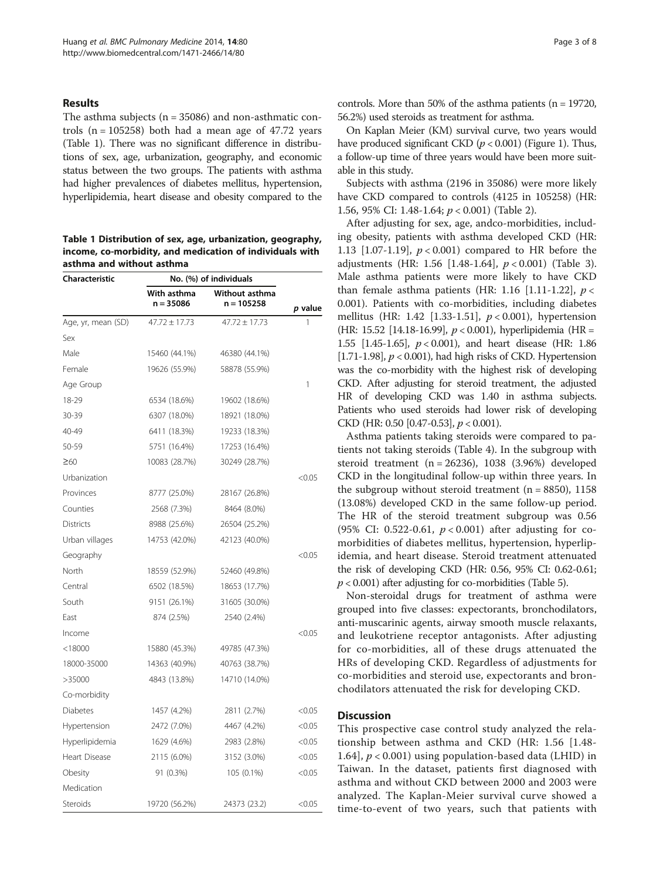## Results

The asthma subjects (n = 35086) and non-asthmatic controls (n = 105258) both had a mean age of 47.72 years (Table 1). There was no significant difference in distributions of sex, age, urbanization, geography, and economic status between the two groups. The patients with asthma had higher prevalences of diabetes mellitus, hypertension, hyperlipidemia, heart disease and obesity compared to the controls. More than 50% of the asthma patients (n = 19720, 56.2%) used steroids as treatment for asthma.

**Table 1 Distribution of sex, age, urbanization, geography, income, co-morbidity, and medication of individuals with asthma and without asthma**

| Characteristic | No. (%) of individuals | | |
|---|---|---|---|
| | With asthma n = 35086 | Without asthma n = 105258 | *p* value |
| Age, yr, mean (SD) | 47.72 ± 17.73 | 47.72 ± 17.73 | 1 |
| Sex | | | |
| Male | 15460 (44.1%) | 46380 (44.1%) | |
| Female | 19626 (55.9%) | 58878 (55.9%) | |
| Age Group | | | 1 |
| 18-29 | 6534 (18.6%) | 19602 (18.6%) | |
| 30-39 | 6307 (18.0%) | 18921 (18.0%) | |
| 40-49 | 6411 (18.3%) | 19233 (18.3%) | |
| 50-59 | 5751 (16.4%) | 17253 (16.4%) | |
| ≥60 | 10083 (28.7%) | 30249 (28.7%) | |
| Urbanization | | | <0.05 |
| Provinces | 8777 (25.0%) | 28167 (26.8%) | |
| Counties | 2568 (7.3%) | 8464 (8.0%) | |
| Districts | 8988 (25.6%) | 26504 (25.2%) | |
| Urban villages | 14753 (42.0%) | 42123 (40.0%) | |
| Geography | | | <0.05 |
| North | 18559 (52.9%) | 52460 (49.8%) | |
| Central | 6502 (18.5%) | 18653 (17.7%) | |
| South | 9151 (26.1%) | 31605 (30.0%) | |
| East | 874 (2.5%) | 2540 (2.4%) | |
| Income | | | <0.05 |
| <18000 | 15880 (45.3%) | 49785 (47.3%) | |
| 18000-35000 | 14363 (40.9%) | 40763 (38.7%) | |
| >35000 | 4843 (13.8%) | 14710 (14.0%) | |
| Co-morbidity | | | |
| Diabetes | 1457 (4.2%) | 2811 (2.7%) | <0.05 |
| Hypertension | 2472 (7.0%) | 4467 (4.2%) | <0.05 |
| Hyperlipidemia | 1629 (4.6%) | 2983 (2.8%) | <0.05 |
| Heart Disease | 2115 (6.0%) | 3152 (3.0%) | <0.05 |
| Obesity | 91 (0.3%) | 105 (0.1%) | <0.05 |
| Medication | | | |
| Steroids | 19720 (56.2%) | 24373 (23.2) | <0.05 |

On Kaplan Meier (KM) survival curve, two years would have produced significant CKD ($p < 0.001$) (Figure 1). Thus, a follow-up time of three years would have been more suitable in this study.

Subjects with asthma (2196 in 35086) were more likely have CKD compared to controls (4125 in 105258) (HR: 1.56, 95% CI: 1.48-1.64; $p < 0.001$) (Table 2).

After adjusting for sex, age, andco-morbidities, including obesity, patients with asthma developed CKD (HR: 1.13 [1.07-1.19], $p < 0.001$) compared to HR before the adjustments (HR: 1.56 [1.48-1.64], $p < 0.001$) (Table 3). Male asthma patients were more likely to have CKD than female asthma patients (HR: 1.16 [1.11-1.22], $p < 0.001$). Patients with co-morbidities, including diabetes mellitus (HR: 1.42 [1.33-1.51], $p < 0.001$), hypertension (HR: 15.52 [14.18-16.99], $p < 0.001$), hyperlipidemia (HR = 1.55 [1.45-1.65], $p < 0.001$), and heart disease (HR: 1.86 [1.71-1.98], $p < 0.001$), had high risks of CKD. Hypertension was the co-morbidity with the highest risk of developing CKD. After adjusting for steroid treatment, the adjusted HR of developing CKD was 1.40 in asthma subjects. Patients who used steroids had lower risk of developing CKD (HR: 0.50 [0.47-0.53], $p < 0.001$).

Asthma patients taking steroids were compared to patients not taking steroids (Table 4). In the subgroup with steroid treatment (n = 26236), 1038 (3.96%) developed CKD in the longitudinal follow-up within three years. In the subgroup without steroid treatment (n = 8850), 1158 (13.08%) developed CKD in the same follow-up period. The HR of the steroid treatment subgroup was 0.56 (95% CI: 0.522-0.61, $p < 0.001$) after adjusting for co-morbidities of diabetes mellitus, hypertension, hyperlipidemia, and heart disease. Steroid treatment attenuated the risk of developing CKD (HR: 0.56, 95% CI: 0.62-0.61; $p < 0.001$) after adjusting for co-morbidities (Table 5).

Non-steroidal drugs for treatment of asthma were grouped into five classes: expectorants, bronchodilators, anti-muscarinic agents, airway smooth muscle relaxants, and leukotriene receptor antagonists. After adjusting for co-morbidities, all of these drugs attenuated the HRs of developing CKD. Regardless of adjustments for co-morbidities and steroid use, expectorants and bronchodilators attenuated the risk for developing CKD.

## Discussion

This prospective case control study analyzed the relationship between asthma and CKD (HR: 1.56 [1.48-1.64], $p < 0.001$) using population-based data (LHID) in Taiwan. In the dataset, patients first diagnosed with asthma and without CKD between 2000 and 2003 were analyzed. The Kaplan-Meier survival curve showed a time-to-event of two years, such that patients with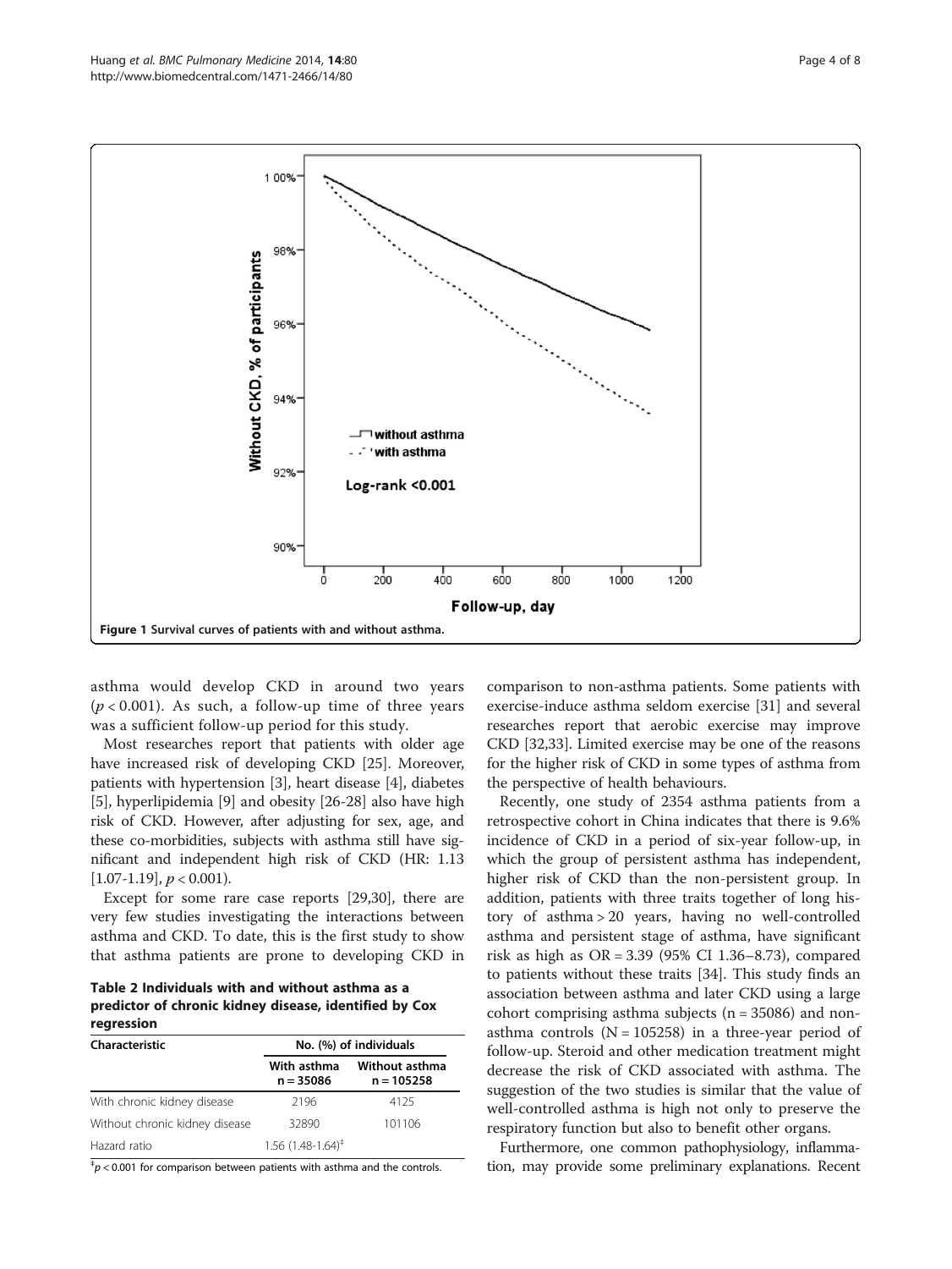Figure 1 Survival curves of patients with and without asthma.

asthma would develop CKD in around two years ($p < 0.001$). As such, a follow-up time of three years was a sufficient follow-up period for this study.

Most researches report that patients with older age have increased risk of developing CKD [25]. Moreover, patients with hypertension [3], heart disease [4], diabetes [5], hyperlipidemia [9] and obesity [26-28] also have high risk of CKD. However, after adjusting for sex, age, and these co-morbidities, subjects with asthma still have significant and independent high risk of CKD (HR: 1.13 [1.07-1.19], $p < 0.001$).

Except for some rare case reports [29,30], there are very few studies investigating the interactions between asthma and CKD. To date, this is the first study to show that asthma patients are prone to developing CKD in comparison to non-asthma patients. Some patients with exercise-induce asthma seldom exercise [31] and several researches report that aerobic exercise may improve CKD [32,33]. Limited exercise may be one of the reasons for the higher risk of CKD in some types of asthma from the perspective of health behaviours.

**Table 2 Individuals with and without asthma as a predictor of chronic kidney disease, identified by Cox regression**

| Characteristic | No. (%) of individuals | |
|---|---|---|
| | With asthma n = 35086 | Without asthma n = 105258 |
| With chronic kidney disease | 2196 | 4125 |
| Without chronic kidney disease | 32890 | 101106 |
| Hazard ratio | 1.56 (1.48-1.64)[‡] | |

[‡]$p < 0.001$ for comparison between patients with asthma and the controls.

Recently, one study of 2354 asthma patients from a retrospective cohort in China indicates that there is 9.6% incidence of CKD in a period of six-year follow-up, in which the group of persistent asthma has independent, higher risk of CKD than the non-persistent group. In addition, patients with three traits together of long history of asthma > 20 years, having no well-controlled asthma and persistent stage of asthma, have significant risk as high as OR = 3.39 (95% CI 1.36–8.73), compared to patients without these traits [34]. This study finds an association between asthma and later CKD using a large cohort comprising asthma subjects (n = 35086) and non-asthma controls (N = 105258) in a three-year period of follow-up. Steroid and other medication treatment might decrease the risk of CKD associated with asthma. The suggestion of the two studies is similar that the value of well-controlled asthma is high not only to preserve the respiratory function but also to benefit other organs.

Furthermore, one common pathophysiology, inflammation, may provide some preliminary explanations. Recent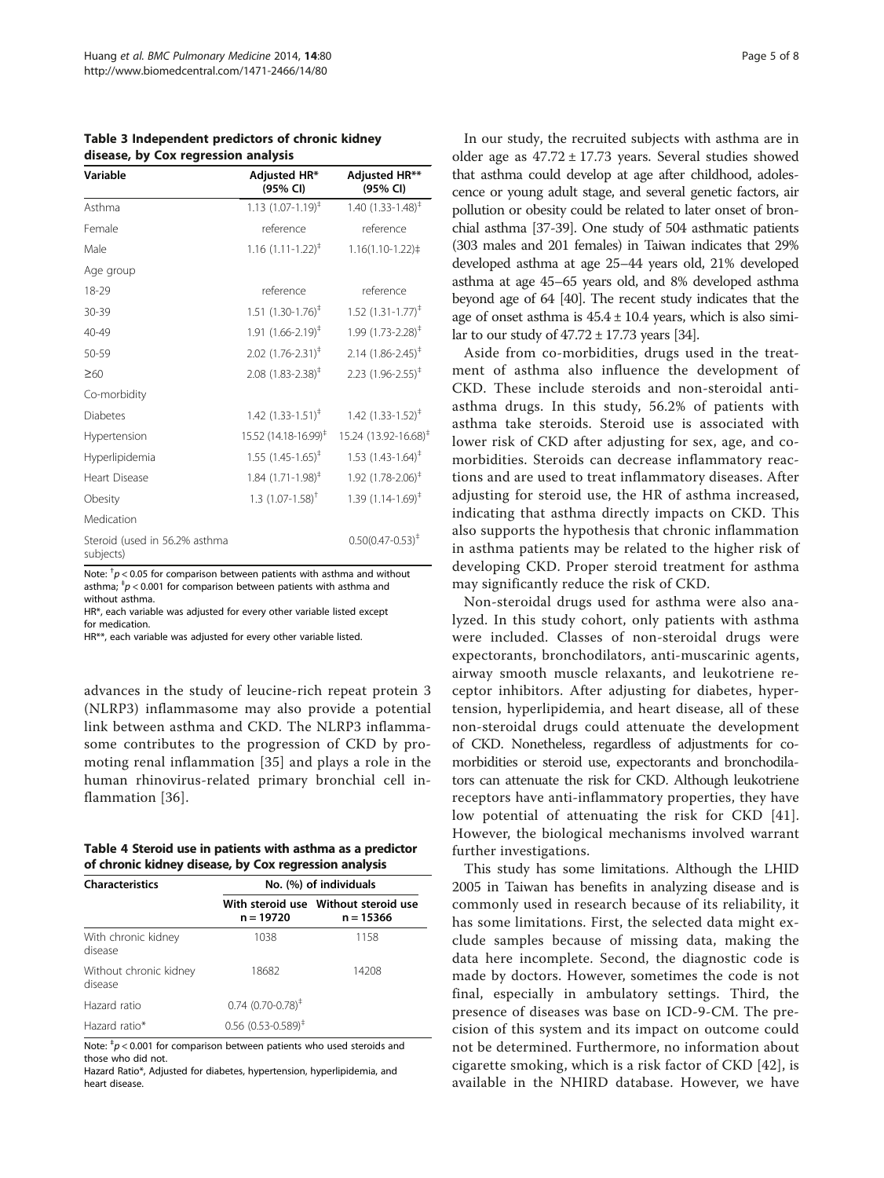**Table 3 Independent predictors of chronic kidney disease, by Cox regression analysis**

| Variable | Adjusted HR* (95% CI) | Adjusted HR** (95% CI) |
|---|---|---|
| Asthma | 1.13 (1.07-1.19)[‡] | 1.40 (1.33-1.48)[‡] |
| Female | reference | reference |
| Male | 1.16 (1.11-1.22)[‡] | 1.16(1.10-1.22)‡ |
| Age group | | |
| 18-29 | reference | reference |
| 30-39 | 1.51 (1.30-1.76)[‡] | 1.52 (1.31-1.77)[‡] |
| 40-49 | 1.91 (1.66-2.19)[‡] | 1.99 (1.73-2.28)[‡] |
| 50-59 | 2.02 (1.76-2.31)[‡] | 2.14 (1.86-2.45)[‡] |
| ≥60 | 2.08 (1.83-2.38)[‡] | 2.23 (1.96-2.55)[‡] |
| Co-morbidity | | |
| Diabetes | 1.42 (1.33-1.51)[‡] | 1.42 (1.33-1.52)[‡] |
| Hypertension | 15.52 (14.18-16.99)[‡] | 15.24 (13.92-16.68)[‡] |
| Hyperlipidemia | 1.55 (1.45-1.65)[‡] | 1.53 (1.43-1.64)[‡] |
| Heart Disease | 1.84 (1.71-1.98)[‡] | 1.92 (1.78-2.06)[‡] |
| Obesity | 1.3 (1.07-1.58)[†] | 1.39 (1.14-1.69)[‡] |
| Medication | | |
| Steroid (used in 56.2% asthma subjects) | | 0.50(0.47-0.53)[‡] |

Note: [†]$p < 0.05$ for comparison between patients with asthma and without asthma; [‡]$p < 0.001$ for comparison between patients with asthma and without asthma.

HR*, each variable was adjusted for every other variable listed except for medication.

HR**, each variable was adjusted for every other variable listed.

advances in the study of leucine-rich repeat protein 3 (NLRP3) inflammasome may also provide a potential link between asthma and CKD. The NLRP3 inflammasome contributes to the progression of CKD by promoting renal inflammation [35] and plays a role in the human rhinovirus-related primary bronchial cell inflammation [36].

**Table 4 Steroid use in patients with asthma as a predictor of chronic kidney disease, by Cox regression analysis**

| Characteristics | No. (%) of individuals | |
|---|---|---|
| | With steroid use n = 19720 | Without steroid use n = 15366 |
| With chronic kidney disease | 1038 | 1158 |
| Without chronic kidney disease | 18682 | 14208 |
| Hazard ratio | 0.74 (0.70-0.78)[‡] | |
| Hazard ratio* | 0.56 (0.53-0.589)[‡] | |

Note: [‡]$p < 0.001$ for comparison between patients who used steroids and those who did not.

Hazard Ratio*, Adjusted for diabetes, hypertension, hyperlipidemia, and heart disease.

In our study, the recruited subjects with asthma are in older age as 47.72 ± 17.73 years. Several studies showed that asthma could develop at age after childhood, adolescence or young adult stage, and several genetic factors, air pollution or obesity could be related to later onset of bronchial asthma [37-39]. One study of 504 asthmatic patients (303 males and 201 females) in Taiwan indicates that 29% developed asthma at age 25–44 years old, 21% developed asthma at age 45–65 years old, and 8% developed asthma beyond age of 64 [40]. The recent study indicates that the age of onset asthma is 45.4 ± 10.4 years, which is also similar to our study of 47.72 ± 17.73 years [34].

Aside from co-morbidities, drugs used in the treatment of asthma also influence the development of CKD. These include steroids and non-steroidal anti-asthma drugs. In this study, 56.2% of patients with asthma take steroids. Steroid use is associated with lower risk of CKD after adjusting for sex, age, and co-morbidities. Steroids can decrease inflammatory reactions and are used to treat inflammatory diseases. After adjusting for steroid use, the HR of asthma increased, indicating that asthma directly impacts on CKD. This also supports the hypothesis that chronic inflammation in asthma patients may be related to the higher risk of developing CKD. Proper steroid treatment for asthma may significantly reduce the risk of CKD.

Non-steroidal drugs used for asthma were also analyzed. In this study cohort, only patients with asthma were included. Classes of non-steroidal drugs were expectorants, bronchodilators, anti-muscarinic agents, airway smooth muscle relaxants, and leukotriene receptor inhibitors. After adjusting for diabetes, hypertension, hyperlipidemia, and heart disease, all of these non-steroidal drugs could attenuate the development of CKD. Nonetheless, regardless of adjustments for co-morbidities or steroid use, expectorants and bronchodilators can attenuate the risk for CKD. Although leukotriene receptors have anti-inflammatory properties, they have low potential of attenuating the risk for CKD [41]. However, the biological mechanisms involved warrant further investigations.

This study has some limitations. Although the LHID 2005 in Taiwan has benefits in analyzing disease and is commonly used in research because of its reliability, it has some limitations. First, the selected data might exclude samples because of missing data, making the data here incomplete. Second, the diagnostic code is made by doctors. However, sometimes the code is not final, especially in ambulatory settings. Third, the presence of diseases was base on ICD-9-CM. The precision of this system and its impact on outcome could not be determined. Furthermore, no information about cigarette smoking, which is a risk factor of CKD [42], is available in the NHIRD database. However, we have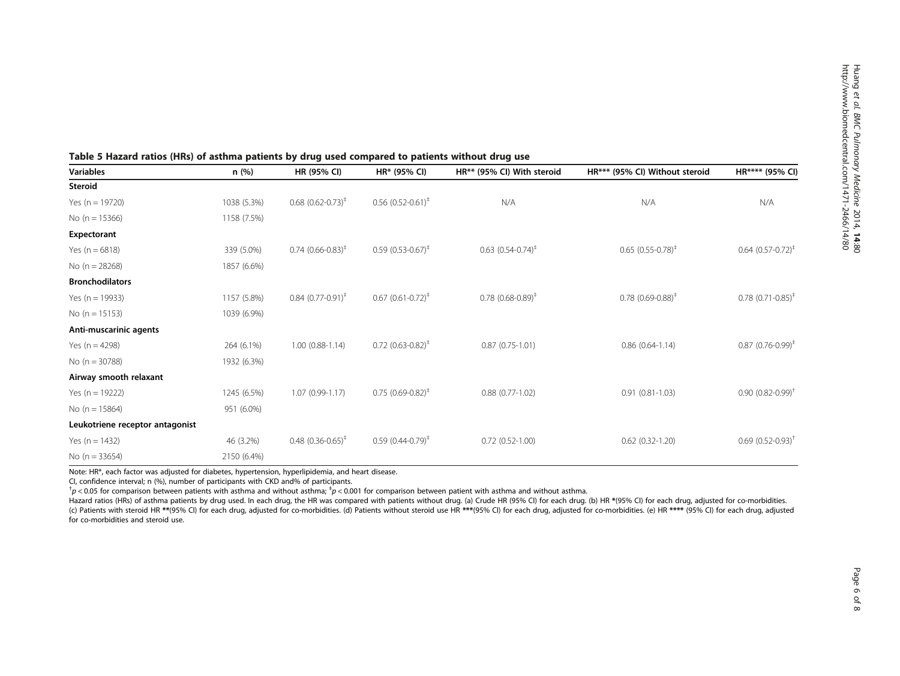**Table 5 Hazard ratios (HRs) of asthma patients by drug used compared to patients without drug use**

| Variables | n (%) | HR (95% CI) | HR* (95% CI) | HR** (95% CI) With steroid | HR*** (95% CI) Without steroid | HR**** (95% CI) |
|---|---|---|---|---|---|---|
| **Steroid** | | | | | | |
| Yes (n = 19720) | 1038 (5.3%) | 0.68 (0.62-0.73)[‡] | 0.56 (0.52-0.61)[‡] | N/A | N/A | N/A |
| No (n = 15366) | 1158 (7.5%) | | | | | |
| **Expectorant** | | | | | | |
| Yes (n = 6818) | 339 (5.0%) | 0.74 (0.66-0.83)[‡] | 0.59 (0.53-0.67)[‡] | 0.63 (0.54-0.74)[‡] | 0.65 (0.55-0.78)[‡] | 0.64 (0.57-0.72)[‡] |
| No (n = 28268) | 1857 (6.6%) | | | | | |
| **Bronchodilators** | | | | | | |
| Yes (n = 19933) | 1157 (5.8%) | 0.84 (0.77-0.91)[‡] | 0.67 (0.61-0.72)[‡] | 0.78 (0.68-0.89)[‡] | 0.78 (0.69-0.88)[‡] | 0.78 (0.71-0.85)[‡] |
| No (n = 15153) | 1039 (6.9%) | | | | | |
| **Anti-muscarinic agents** | | | | | | |
| Yes (n = 4298) | 264 (6.1%) | 1.00 (0.88-1.14) | 0.72 (0.63-0.82)[‡] | 0.87 (0.75-1.01) | 0.86 (0.64-1.14) | 0.87 (0.76-0.99)[‡] |
| No (n = 30788) | 1932 (6.3%) | | | | | |
| **Airway smooth relaxant** | | | | | | |
| Yes (n = 19222) | 1245 (6.5%) | 1.07 (0.99-1.17) | 0.75 (0.69-0.82)[‡] | 0.88 (0.77-1.02) | 0.91 (0.81-1.03) | 0.90 (0.82-0.99)[†] |
| No (n = 15864) | 951 (6.0%) | | | | | |
| **Leukotriene receptor antagonist** | | | | | | |
| Yes (n = 1432) | 46 (3.2%) | 0.48 (0.36-0.65)[‡] | 0.59 (0.44-0.79)[‡] | 0.72 (0.52-1.00) | 0.62 (0.32-1.20) | 0.69 (0.52-0.93)[†] |
| No (n = 33654) | 2150 (6.4%) | | | | | |

Note: HR*, each factor was adjusted for diabetes, hypertension, hyperlipidemia, and heart disease.

CI, confidence interval; n (%), number of participants with CKD and% of participants.

[†] $p < 0.05$ for comparison between patients with asthma and without asthma; [‡] $p < 0.001$ for comparison between patient with asthma and without asthma.

Hazard ratios (HRs) of asthma patients by drug used. In each drug, the HR was compared with patients without drug. (a) Crude HR (95% CI) for each drug. (b) HR *(95% CI) for each drug, adjusted for co-morbidities. (c) Patients with steroid HR **(95% CI) for each drug, adjusted for co-morbidities. (d) Patients without steroid use HR ***(95% CI) for each drug, adjusted for co-morbidities. (e) HR **** (95% CI) for each drug, adjusted for co-morbidities and steroid use.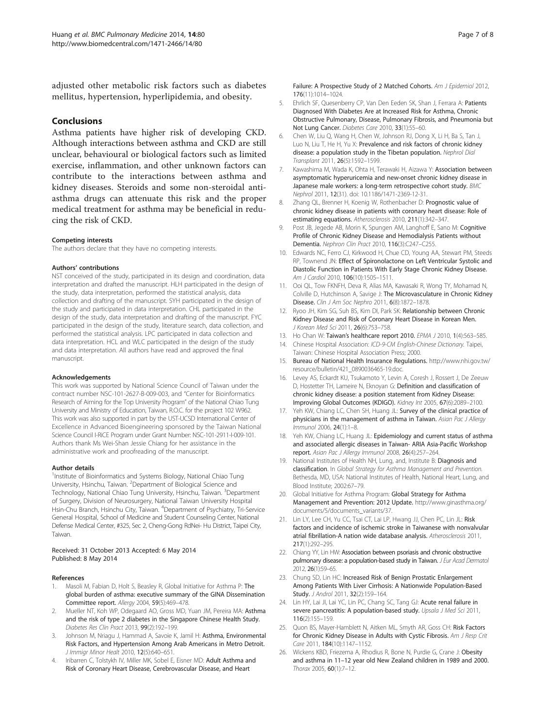adjusted other metabolic risk factors such as diabetes mellitus, hypertension, hyperlipidemia, and obesity.

## Conclusions

Asthma patients have higher risk of developing CKD. Although interactions between asthma and CKD are still unclear, behavioural or biological factors such as limited exercise, inflammation, and other unknown factors can contribute to the interactions between asthma and kidney diseases. Steroids and some non-steroidal anti-asthma drugs can attenuate this risk and the proper medical treatment for asthma may be beneficial in reducing the risk of CKD.

#### Competing interests

The authors declare that they have no competing interests.

#### Authors' contributions

NST conceived of the study, participated in its design and coordination, data interpretation and drafted the manuscript. HLH participated in the design of the study, data interpretation, performed the statistical analysis, data collection and drafting of the manuscript. SYH participated in the design of the study and participated in data interpretation. CHL participated in the design of the study, data interpretation and drafting of the manuscript. FYC participated in the design of the study, literature search, data collection, and performed the statistical analysis. LPC participated in data collection and data interpretation. HCL and WLC participated in the design of the study and data interpretation. All authors have read and approved the final manuscript.

#### Acknowledgements

This work was supported by National Science Council of Taiwan under the contract number NSC-101-2627-B-009-003, and "Center for Bioinformatics Research of Aiming for the Top University Program" of the National Chiao Tung University and Ministry of Education, Taiwan, R.O.C. for the project 102 W962. This work was also supported in part by the UST-UCSD International Center of Excellence in Advanced Bioengineering sponsored by the Taiwan National Science Council I-RiCE Program under Grant Number: NSC-101-2911-I-009-101. Authors thank Ms Wei-Shan Jessie Chiang for her assistance in the administrative work and proofreading of the manuscript.

#### Author details

[1]Institute of Bioinformatics and Systems Biology, National Chiao Tung University, Hsinchu, Taiwan. [2]Department of Biological Science and Technology, National Chiao Tung University, Hsinchu, Taiwan. [3]Department of Surgery, Division of Neurosurgery, National Taiwan University Hospital Hsin-Chu Branch, Hsinchu City, Taiwan. [4]Department of Psychiatry, Tri-Service General Hospital, School of Medicine and Student Counseling Center, National Defense Medical Center, #325, Sec 2, Cheng-Gong RdNei- Hu District, Taipei City, Taiwan.

Received: 31 October 2013 Accepted: 6 May 2014
Published: 8 May 2014

#### References

1. Masoli M, Fabian D, Holt S, Beasley R, Global Initiative for Asthma P: **The global burden of asthma: executive summary of the GINA Dissemination Committee report.** *Allergy* 2004, **59**(5):469–478.
2. Mueller NT, Koh WP, Odegaard AO, Gross MD, Yuan JM, Pereira MA: **Asthma and the risk of type 2 diabetes in the Singapore Chinese Health Study.** *Diabetes Res Clin Pract* 2013, **99**(2):192–199.
3. Johnson M, Nriagu J, Hammad A, Savoie K, Jamil H: **Asthma, Environmental Risk Factors, and Hypertension Among Arab Americans in Metro Detroit.** *J Immigr Minor Healt* 2010, **12**(5):640–651.
4. Iribarren C, Tolstykh IV, Miller MK, Sobel E, Eisner MD: **Adult Asthma and Risk of Coronary Heart Disease, Cerebrovascular Disease, and Heart Failure: A Prospective Study of 2 Matched Cohorts.** *Am J Epidemiol* 2012, **176**(11):1014–1024.
5. Ehrlich SF, Quesenberry CP, Van Den Eeden SK, Shan J, Ferrara A: **Patients Diagnosed With Diabetes Are at Increased Risk for Asthma, Chronic Obstructive Pulmonary, Disease, Pulmonary Fibrosis, and Pneumonia but Not Lung Cancer.** *Diabetes Care* 2010, **33**(1):55–60.
6. Chen W, Liu Q, Wang H, Chen W, Johnson RJ, Dong X, Li H, Ba S, Tan J, Luo N, Liu T, He H, Yu X: **Prevalence and risk factors of chronic kidney disease: a population study in the Tibetan population.** *Nephrol Dial Transplant* 2011, **26**(5):1592–1599.
7. Kawashima M, Wada K, Ohta H, Terawaki H, Aizawa Y: **Association between asymptomatic hyperuricemia and new-onset chronic kidney disease in Japanese male workers: a long-term retrospective cohort study.** *BMC Nephrol* 2011, **12**(31). doi: 10.1186/1471-2369-12-31.
8. Zhang QL, Brenner H, Koenig W, Rothenbacher D: **Prognostic value of chronic kidney disease in patients with coronary heart disease: Role of estimating equations.** *Atherosclerosis* 2010, **211**(1):342–347.
9. Post JB, Jegede AB, Morin K, Spungen AM, Langhoff E, Sano M: **Cognitive Profile of Chronic Kidney Disease and Hemodialysis Patients without Dementia.** *Nephron Clin Pract* 2010, **116**(3):C247–C255.
10. Edwards NC, Ferro CJ, Kirkwood H, Chue CD, Young AA, Stewart PM, Steeds RP, Townend JN: **Effect of Spironolactone on Left Ventricular Systolic and Diastolic Function in Patients With Early Stage Chronic Kidney Disease.** *Am J Cardiol* 2010, **106**(10):1505–1511.
11. Ooi QL, Tow FKNFH, Deva R, Alias MA, Kawasaki R, Wong TY, Mohamad N, Colville D, Hutchinson A, Savige J: **The Microvasculature in Chronic Kidney Disease.** *Clin J Am Soc Nephro* 2011, **6**(8):1872–1878.
12. Ryoo JH, Kim SG, Suh BS, Kim DI, Park SK: **Relationship between Chronic Kidney Disease and Risk of Coronary Heart Disease in Korean Men.** *J Korean Med Sci* 2011, **26**(6):753–758.
13. Ho Chan W: **Taiwan's healthcare report 2010.** *EPMA J* 2010, **1**(4):563–585.
14. Chinese Hospital Association: *ICD-9-CM English-Chinese Dictionary.* Taipei, Taiwan: Chinese Hospital Association Press; 2000.
15. Bureau of National Health Insurance Regulations. http://www.nhi.gov.tw/resource/bulletin/421_0890036465-19.doc.
16. Levey AS, Eckardt KU, Tsukamoto Y, Levin A, Coresh J, Rossert J, De Zeeuw D, Hostetter TH, Lameire N, Eknoyan G: **Definition and classification of chronic kidney disease: a position statement from Kidney Disease: Improving Global Outcomes (KDIGO).** *Kidney Int* 2005, **67**(6):2089–2100.
17. Yeh KW, Chiang LC, Chen SH, Huang JL: **Survey of the clinical practice of physicians in the management of asthma in Taiwan.** *Asian Pac J Allergy Immunol* 2006, **24**(1):1–8.
18. Yeh KW, Chiang LC, Huang JL: **Epidemiology and current status of asthma and associated allergic diseases in Taiwan- ARIA Asia-Pacific Workshop report.** *Asian Pac J Allergy Immunol* 2008, **26**(4):257–264.
19. National Institutes of Health NH, Lung, and, Institute B: **Diagnosis and classification.** In *Global Strategy for Asthma Management and Prevention.* Bethesda, MD, USA: National Institutes of Health, National Heart, Lung, and Blood Institute; 2002:67–79.
20. Global Initiative for Asthma Program: **Global Strategy for Asthma Management and Prevention: 2012 Update.** http://www.ginasthma.org/documents/5/documents_variants/37.
21. Lin LY, Lee CH, Yu CC, Tsai CT, Lai LP, Hwang JJ, Chen PC, Lin JL: **Risk factors and incidence of ischemic stroke in Taiwanese with nonvalvular atrial fibrillation-A nation wide database analysis.** *Atherosclerosis* 2011, **217**(1):292–295.
22. Chiang YY, Lin HW: **Association between psoriasis and chronic obstructive pulmonary disease: a population-based study in Taiwan.** *J Eur Acad Dermatol* 2012, **26**(1):59–65.
23. Chung SD, Lin HC: **Increased Risk of Benign Prostatic Enlargement Among Patients With Liver Cirrhosis: A Nationwide Population-Based Study.** *J Androl* 2011, **32**(2):159–164.
24. Lin HY, Lai JI, Lai YC, Lin PC, Chang SC, Tang GJ: **Acute renal failure in severe pancreatitis: A population-based study.** *Upsala J Med Sci* 2011, **116**(2):155–159.
25. Quon BS, Mayer-Hamblett N, Aitken ML, Smyth AR, Goss CH: **Risk Factors for Chronic Kidney Disease in Adults with Cystic Fibrosis.** *Am J Resp Crit Care* 2011, **184**(10):1147–1152.
26. Wickens KBD, Friezema A, Rhodius R, Bone N, Purdie G, Crane J: **Obesity and asthma in 11–12 year old New Zealand children in 1989 and 2000.** *Thorax* 2005, **60**(1):7–12.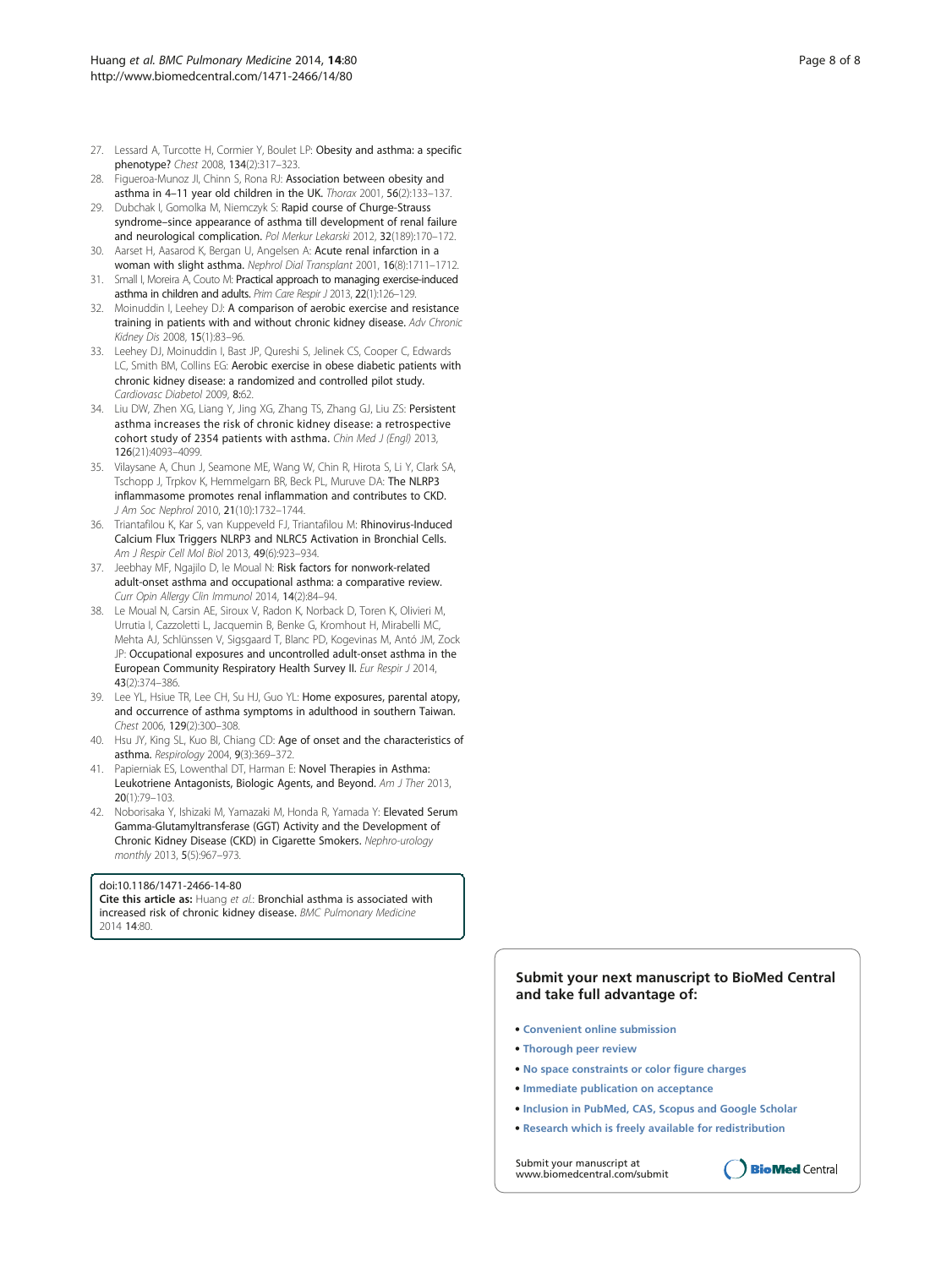27. Lessard A, Turcotte H, Cormier Y, Boulet LP: **Obesity and asthma: a specific phenotype?** *Chest* 2008, **134**(2):317–323.
28. Figueroa-Munoz JI, Chinn S, Rona RJ: **Association between obesity and asthma in 4–11 year old children in the UK.** *Thorax* 2001, **56**(2):133–137.
29. Dubchak I, Gomolka M, Niemczyk S: **Rapid course of Churge-Strauss syndrome–since appearance of asthma till development of renal failure and neurological complication.** *Pol Merkur Lekarski* 2012, **32**(189):170–172.
30. Aarset H, Aasarod K, Bergan U, Angelsen A: **Acute renal infarction in a woman with slight asthma.** *Nephrol Dial Transplant* 2001, **16**(8):1711–1712.
31. Small I, Moreira A, Couto M: **Practical approach to managing exercise-induced asthma in children and adults.** *Prim Care Respir J* 2013, **22**(1):126–129.
32. Moinuddin I, Leehey DJ: **A comparison of aerobic exercise and resistance training in patients with and without chronic kidney disease.** *Adv Chronic Kidney Dis* 2008, **15**(1):83–96.
33. Leehey DJ, Moinuddin I, Bast JP, Qureshi S, Jelinek CS, Cooper C, Edwards LC, Smith BM, Collins EG: **Aerobic exercise in obese diabetic patients with chronic kidney disease: a randomized and controlled pilot study.** *Cardiovasc Diabetol* 2009, **8**:62.
34. Liu DW, Zhen XG, Liang Y, Jing XG, Zhang TS, Zhang GJ, Liu ZS: **Persistent asthma increases the risk of chronic kidney disease: a retrospective cohort study of 2354 patients with asthma.** *Chin Med J (Engl)* 2013, **126**(21):4093–4099.
35. Vilaysane A, Chun J, Seamone ME, Wang W, Chin R, Hirota S, Li Y, Clark SA, Tschopp J, Trpkov K, Hemmelgarn BR, Beck PL, Muruve DA: **The NLRP3 inflammasome promotes renal inflammation and contributes to CKD.** *J Am Soc Nephrol* 2010, **21**(10):1732–1744.
36. Triantafilou K, Kar S, van Kuppeveld FJ, Triantafilou M: **Rhinovirus-Induced Calcium Flux Triggers NLRP3 and NLRC5 Activation in Bronchial Cells.** *Am J Respir Cell Mol Biol* 2013, **49**(6):923–934.
37. Jeebhay MF, Ngajilo D, le Moual N: **Risk factors for nonwork-related adult-onset asthma and occupational asthma: a comparative review.** *Curr Opin Allergy Clin Immunol* 2014, **14**(2):84–94.
38. Le Moual N, Carsin AE, Siroux V, Radon K, Norback D, Toren K, Olivieri M, Urrutia I, Cazzoletti L, Jacquemin B, Benke G, Kromhout H, Mirabelli MC, Mehta AJ, Schlünssen V, Sigsgaard T, Blanc PD, Kogevinas M, Antó JM, Zock JP: **Occupational exposures and uncontrolled adult-onset asthma in the European Community Respiratory Health Survey II.** *Eur Respir J* 2014, **43**(2):374–386.
39. Lee YL, Hsiue TR, Lee CH, Su HJ, Guo YL: **Home exposures, parental atopy, and occurrence of asthma symptoms in adulthood in southern Taiwan.** *Chest* 2006, **129**(2):300–308.
40. Hsu JY, King SL, Kuo BI, Chiang CD: **Age of onset and the characteristics of asthma.** *Respirology* 2004, **9**(3):369–372.
41. Papierniak ES, Lowenthal DT, Harman E: **Novel Therapies in Asthma: Leukotriene Antagonists, Biologic Agents, and Beyond.** *Am J Ther* 2013, **20**(1):79–103.
42. Noborisaka Y, Ishizaki M, Yamazaki M, Honda R, Yamada Y: **Elevated Serum Gamma-Glutamyltransferase (GGT) Activity and the Development of Chronic Kidney Disease (CKD) in Cigarette Smokers.** *Nephro-urology monthly* 2013, **5**(5):967–973.

doi:10.1186/1471-2466-14-80
**Cite this article as:** Huang *et al.*: Bronchial asthma is associated with increased risk of chronic kidney disease. *BMC Pulmonary Medicine* 2014 **14**:80.

**Submit your next manuscript to BioMed Central and take full advantage of:**

- **Convenient online submission**
- **Thorough peer review**
- **No space constraints or color figure charges**
- **Immediate publication on acceptance**
- **Inclusion in PubMed, CAS, Scopus and Google Scholar**
- **Research which is freely available for redistribution**

Submit your manuscript at
www.biomedcentral.com/submit

BioMed Central